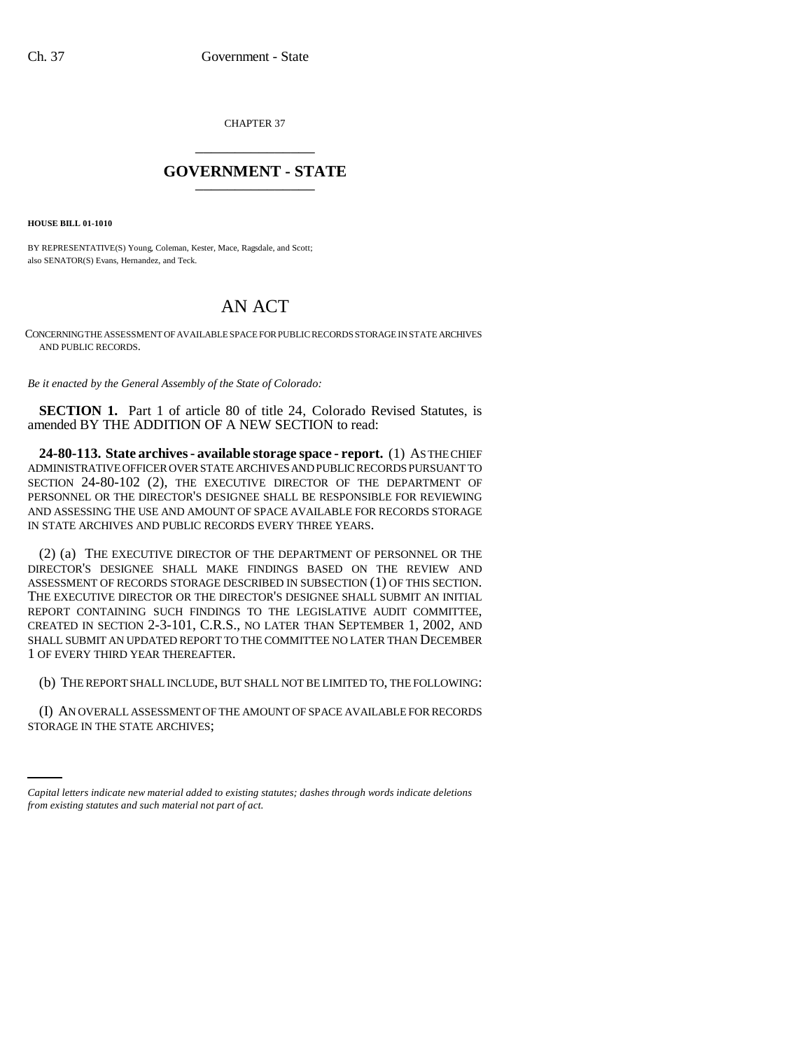CHAPTER 37

# GOVERNMENT - STATE

**HOUSE BILL 01-1010**

BY REPRESENTATIVE(S) Young, Coleman, Kester, Mace, Ragsdale, and Scott;
also SENATOR(S) Evans, Hernandez, and Teck.

# AN ACT

CONCERNING THE ASSESSMENT OF AVAILABLE SPACE FOR PUBLIC RECORDS STORAGE IN STATE ARCHIVES AND PUBLIC RECORDS.

*Be it enacted by the General Assembly of the State of Colorado:*

**SECTION 1.** Part 1 of article 80 of title 24, Colorado Revised Statutes, is amended BY THE ADDITION OF A NEW SECTION to read:

**24-80-113. State archives - available storage space - report.** (1) AS THE CHIEF ADMINISTRATIVE OFFICER OVER STATE ARCHIVES AND PUBLIC RECORDS PURSUANT TO SECTION 24-80-102 (2), THE EXECUTIVE DIRECTOR OF THE DEPARTMENT OF PERSONNEL OR THE DIRECTOR'S DESIGNEE SHALL BE RESPONSIBLE FOR REVIEWING AND ASSESSING THE USE AND AMOUNT OF SPACE AVAILABLE FOR RECORDS STORAGE IN STATE ARCHIVES AND PUBLIC RECORDS EVERY THREE YEARS.

(2) (a) THE EXECUTIVE DIRECTOR OF THE DEPARTMENT OF PERSONNEL OR THE DIRECTOR'S DESIGNEE SHALL MAKE FINDINGS BASED ON THE REVIEW AND ASSESSMENT OF RECORDS STORAGE DESCRIBED IN SUBSECTION (1) OF THIS SECTION. THE EXECUTIVE DIRECTOR OR THE DIRECTOR'S DESIGNEE SHALL SUBMIT AN INITIAL REPORT CONTAINING SUCH FINDINGS TO THE LEGISLATIVE AUDIT COMMITTEE, CREATED IN SECTION 2-3-101, C.R.S., NO LATER THAN SEPTEMBER 1, 2002, AND SHALL SUBMIT AN UPDATED REPORT TO THE COMMITTEE NO LATER THAN DECEMBER 1 OF EVERY THIRD YEAR THEREAFTER.

(b) THE REPORT SHALL INCLUDE, BUT SHALL NOT BE LIMITED TO, THE FOLLOWING:

(I) AN OVERALL ASSESSMENT OF THE AMOUNT OF SPACE AVAILABLE FOR RECORDS STORAGE IN THE STATE ARCHIVES;

*Capital letters indicate new material added to existing statutes; dashes through words indicate deletions from existing statutes and such material not part of act.*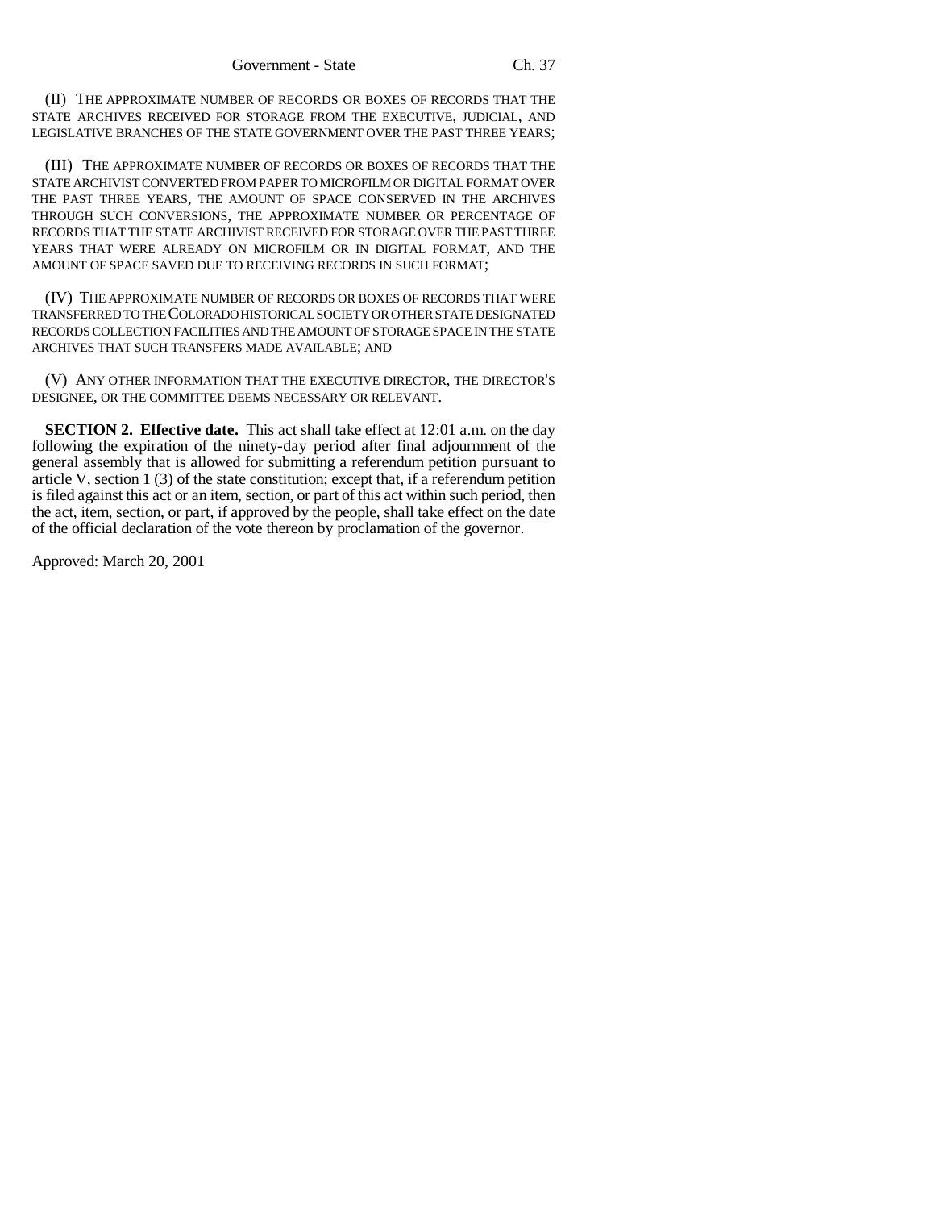(II) THE APPROXIMATE NUMBER OF RECORDS OR BOXES OF RECORDS THAT THE STATE ARCHIVES RECEIVED FOR STORAGE FROM THE EXECUTIVE, JUDICIAL, AND LEGISLATIVE BRANCHES OF THE STATE GOVERNMENT OVER THE PAST THREE YEARS;

(III) THE APPROXIMATE NUMBER OF RECORDS OR BOXES OF RECORDS THAT THE STATE ARCHIVIST CONVERTED FROM PAPER TO MICROFILM OR DIGITAL FORMAT OVER THE PAST THREE YEARS, THE AMOUNT OF SPACE CONSERVED IN THE ARCHIVES THROUGH SUCH CONVERSIONS, THE APPROXIMATE NUMBER OR PERCENTAGE OF RECORDS THAT THE STATE ARCHIVIST RECEIVED FOR STORAGE OVER THE PAST THREE YEARS THAT WERE ALREADY ON MICROFILM OR IN DIGITAL FORMAT, AND THE AMOUNT OF SPACE SAVED DUE TO RECEIVING RECORDS IN SUCH FORMAT;

(IV) THE APPROXIMATE NUMBER OF RECORDS OR BOXES OF RECORDS THAT WERE TRANSFERRED TO THE COLORADO HISTORICAL SOCIETY OR OTHER STATE DESIGNATED RECORDS COLLECTION FACILITIES AND THE AMOUNT OF STORAGE SPACE IN THE STATE ARCHIVES THAT SUCH TRANSFERS MADE AVAILABLE; AND

(V) ANY OTHER INFORMATION THAT THE EXECUTIVE DIRECTOR, THE DIRECTOR'S DESIGNEE, OR THE COMMITTEE DEEMS NECESSARY OR RELEVANT.

**SECTION 2. Effective date.** This act shall take effect at 12:01 a.m. on the day following the expiration of the ninety-day period after final adjournment of the general assembly that is allowed for submitting a referendum petition pursuant to article V, section 1 (3) of the state constitution; except that, if a referendum petition is filed against this act or an item, section, or part of this act within such period, then the act, item, section, or part, if approved by the people, shall take effect on the date of the official declaration of the vote thereon by proclamation of the governor.

Approved: March 20, 2001